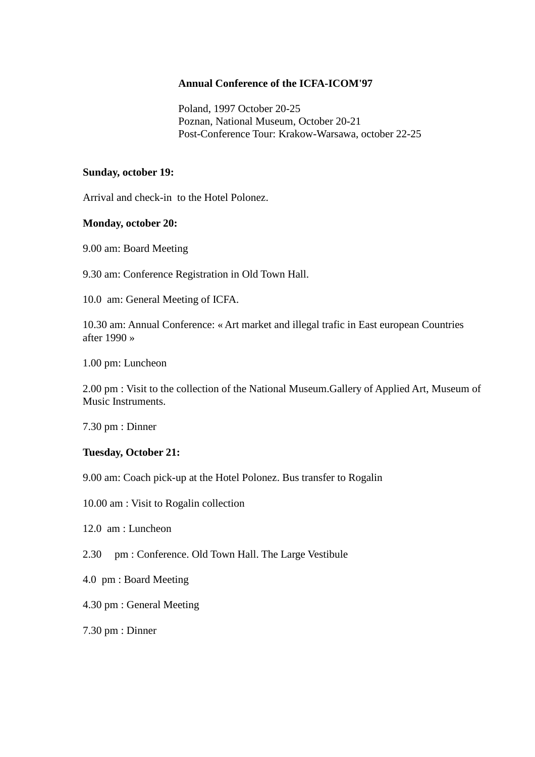**Annual Conference of the ICFA-ICOM'97**

Poland, 1997 October 20-25
Poznan, National Museum, October 20-21
Post-Conference Tour: Krakow-Warsawa, october 22-25

**Sunday, october 19:**

Arrival and check-in to the Hotel Polonez.

**Monday, october 20:**

9.00 am: Board Meeting

9.30 am: Conference Registration in Old Town Hall.

10.0 am: General Meeting of ICFA.

10.30 am: Annual Conference: « Art market and illegal trafic in East european Countries after 1990 »

1.00 pm: Luncheon

2.00 pm : Visit to the collection of the National Museum.Gallery of Applied Art, Museum of Music Instruments.

7.30 pm : Dinner

**Tuesday, October 21:**

9.00 am: Coach pick-up at the Hotel Polonez. Bus transfer to Rogalin

10.00 am : Visit to Rogalin collection

12.0 am : Luncheon

2.30 pm : Conference. Old Town Hall. The Large Vestibule

4.0 pm : Board Meeting

4.30 pm : General Meeting

7.30 pm : Dinner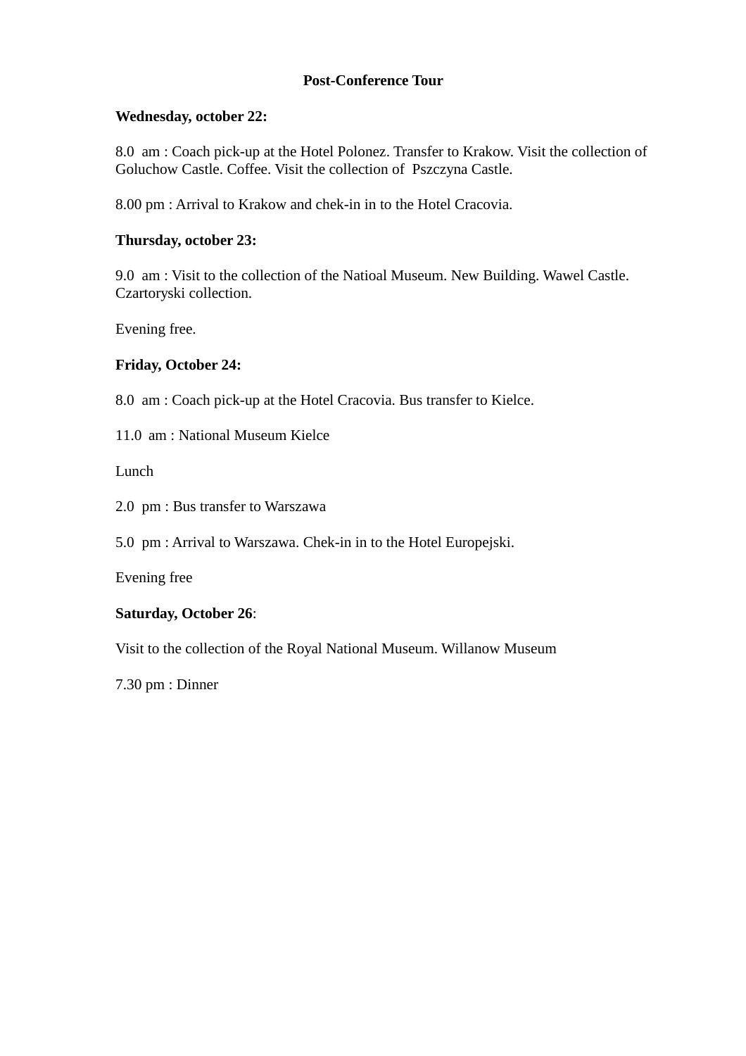## Post-Conference Tour

**Wednesday, october 22:**

8.0 am : Coach pick-up at the Hotel Polonez. Transfer to Krakow. Visit the collection of Goluchow Castle. Coffee. Visit the collection of Pszczyna Castle.

8.00 pm : Arrival to Krakow and chek-in in to the Hotel Cracovia.

**Thursday, october 23:**

9.0 am : Visit to the collection of the Natioal Museum. New Building. Wawel Castle. Czartoryski collection.

Evening free.

**Friday, October 24:**

8.0 am : Coach pick-up at the Hotel Cracovia. Bus transfer to Kielce.

11.0 am : National Museum Kielce

Lunch

2.0 pm : Bus transfer to Warszawa

5.0 pm : Arrival to Warszawa. Chek-in in to the Hotel Europejski.

Evening free

**Saturday, October 26**:

Visit to the collection of the Royal National Museum. Willanow Museum

7.30 pm : Dinner